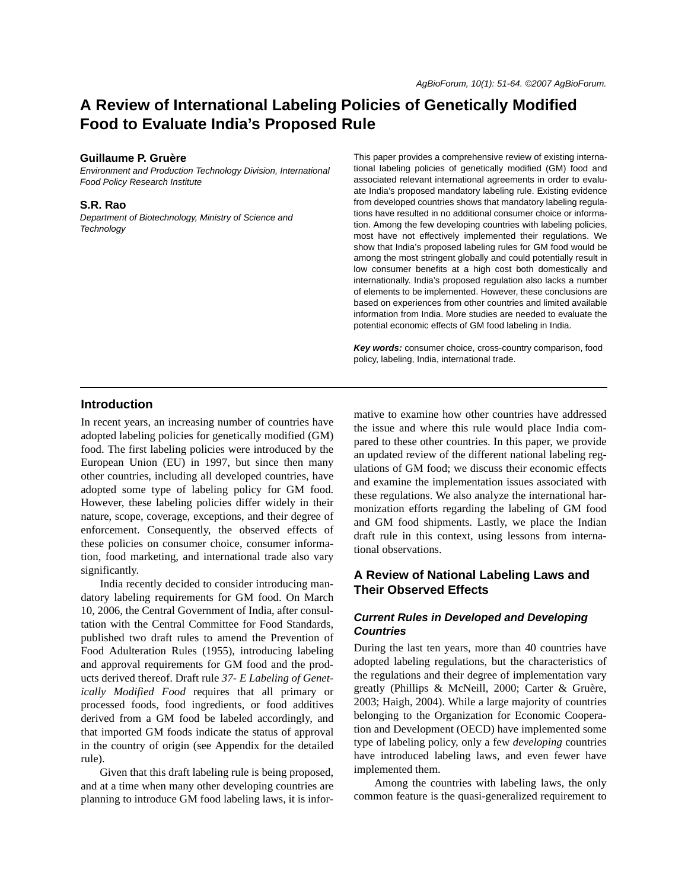# A Review of International Labeling Policies of Genetically Modified Food to Evaluate India's Proposed Rule

**Guillaume P. Gruère**

*Environment and Production Technology Division, International Food Policy Research Institute*

**S.R. Rao**

*Department of Biotechnology, Ministry of Science and Technology*

This paper provides a comprehensive review of existing international labeling policies of genetically modified (GM) food and associated relevant international agreements in order to evaluate India's proposed mandatory labeling rule. Existing evidence from developed countries shows that mandatory labeling regulations have resulted in no additional consumer choice or information. Among the few developing countries with labeling policies, most have not effectively implemented their regulations. We show that India's proposed labeling rules for GM food would be among the most stringent globally and could potentially result in low consumer benefits at a high cost both domestically and internationally. India's proposed regulation also lacks a number of elements to be implemented. However, these conclusions are based on experiences from other countries and limited available information from India. More studies are needed to evaluate the potential economic effects of GM food labeling in India.

***Key words:*** consumer choice, cross-country comparison, food policy, labeling, India, international trade.

## Introduction

In recent years, an increasing number of countries have adopted labeling policies for genetically modified (GM) food. The first labeling policies were introduced by the European Union (EU) in 1997, but since then many other countries, including all developed countries, have adopted some type of labeling policy for GM food. However, these labeling policies differ widely in their nature, scope, coverage, exceptions, and their degree of enforcement. Consequently, the observed effects of these policies on consumer choice, consumer information, food marketing, and international trade also vary significantly.

India recently decided to consider introducing mandatory labeling requirements for GM food. On March 10, 2006, the Central Government of India, after consultation with the Central Committee for Food Standards, published two draft rules to amend the Prevention of Food Adulteration Rules (1955), introducing labeling and approval requirements for GM food and the products derived thereof. Draft rule *37- E Labeling of Genetically Modified Food* requires that all primary or processed foods, food ingredients, or food additives derived from a GM food be labeled accordingly, and that imported GM foods indicate the status of approval in the country of origin (see Appendix for the detailed rule).

Given that this draft labeling rule is being proposed, and at a time when many other developing countries are planning to introduce GM food labeling laws, it is informative to examine how other countries have addressed the issue and where this rule would place India compared to these other countries. In this paper, we provide an updated review of the different national labeling regulations of GM food; we discuss their economic effects and examine the implementation issues associated with these regulations. We also analyze the international harmonization efforts regarding the labeling of GM food and GM food shipments. Lastly, we place the Indian draft rule in this context, using lessons from international observations.

## A Review of National Labeling Laws and Their Observed Effects

### *Current Rules in Developed and Developing Countries*

During the last ten years, more than 40 countries have adopted labeling regulations, but the characteristics of the regulations and their degree of implementation vary greatly (Phillips & McNeill, 2000; Carter & Gruère, 2003; Haigh, 2004). While a large majority of countries belonging to the Organization for Economic Cooperation and Development (OECD) have implemented some type of labeling policy, only a few *developing* countries have introduced labeling laws, and even fewer have implemented them.

Among the countries with labeling laws, the only common feature is the quasi-generalized requirement to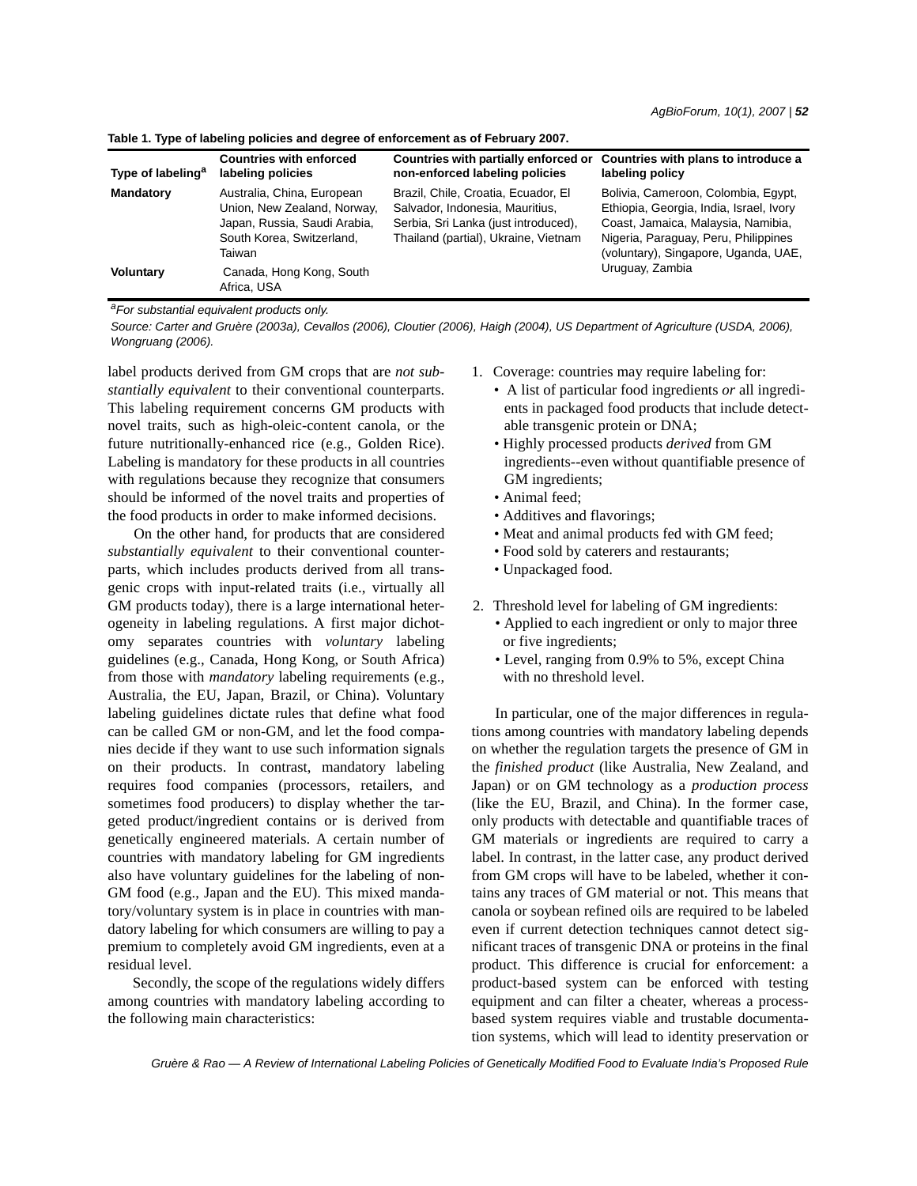**Table 1. Type of labeling policies and degree of enforcement as of February 2007.**

| Type of labeling[a] | Countries with enforced labeling policies | Countries with partially enforced or non-enforced labeling policies | Countries with plans to introduce a labeling policy |
|---|---|---|---|
| **Mandatory** | Australia, China, European Union, New Zealand, Norway, Japan, Russia, Saudi Arabia, South Korea, Switzerland, Taiwan | Brazil, Chile, Croatia, Ecuador, El Salvador, Indonesia, Mauritius, Serbia, Sri Lanka (just introduced), Thailand (partial), Ukraine, Vietnam | Bolivia, Cameroon, Colombia, Egypt, Ethiopia, Georgia, India, Israel, Ivory Coast, Jamaica, Malaysia, Namibia, Nigeria, Paraguay, Peru, Philippines (voluntary), Singapore, Uganda, UAE, Uruguay, Zambia |
| **Voluntary** | Canada, Hong Kong, South Africa, USA | | |

*[a]For substantial equivalent products only.*

*Source: Carter and Gruère (2003a), Cevallos (2006), Cloutier (2006), Haigh (2004), US Department of Agriculture (USDA, 2006), Wongruang (2006).*

label products derived from GM crops that are *not substantially equivalent* to their conventional counterparts. This labeling requirement concerns GM products with novel traits, such as high-oleic-content canola, or the future nutritionally-enhanced rice (e.g., Golden Rice). Labeling is mandatory for these products in all countries with regulations because they recognize that consumers should be informed of the novel traits and properties of the food products in order to make informed decisions.

On the other hand, for products that are considered *substantially equivalent* to their conventional counterparts, which includes products derived from all transgenic crops with input-related traits (i.e., virtually all GM products today), there is a large international heterogeneity in labeling regulations. A first major dichotomy separates countries with *voluntary* labeling guidelines (e.g., Canada, Hong Kong, or South Africa) from those with *mandatory* labeling requirements (e.g., Australia, the EU, Japan, Brazil, or China). Voluntary labeling guidelines dictate rules that define what food can be called GM or non-GM, and let the food companies decide if they want to use such information signals on their products. In contrast, mandatory labeling requires food companies (processors, retailers, and sometimes food producers) to display whether the targeted product/ingredient contains or is derived from genetically engineered materials. A certain number of countries with mandatory labeling for GM ingredients also have voluntary guidelines for the labeling of non-GM food (e.g., Japan and the EU). This mixed mandatory/voluntary system is in place in countries with mandatory labeling for which consumers are willing to pay a premium to completely avoid GM ingredients, even at a residual level.

Secondly, the scope of the regulations widely differs among countries with mandatory labeling according to the following main characteristics:

1. Coverage: countries may require labeling for:
   - A list of particular food ingredients *or* all ingredients in packaged food products that include detectable transgenic protein or DNA;
   - Highly processed products *derived* from GM ingredients--even without quantifiable presence of GM ingredients;
   - Animal feed;
   - Additives and flavorings;
   - Meat and animal products fed with GM feed;
   - Food sold by caterers and restaurants;
   - Unpackaged food.
2. Threshold level for labeling of GM ingredients:
   - Applied to each ingredient or only to major three or five ingredients;
   - Level, ranging from 0.9% to 5%, except China with no threshold level.

In particular, one of the major differences in regulations among countries with mandatory labeling depends on whether the regulation targets the presence of GM in the *finished product* (like Australia, New Zealand, and Japan) or on GM technology as a *production process* (like the EU, Brazil, and China). In the former case, only products with detectable and quantifiable traces of GM materials or ingredients are required to carry a label. In contrast, in the latter case, any product derived from GM crops will have to be labeled, whether it contains any traces of GM material or not. This means that canola or soybean refined oils are required to be labeled even if current detection techniques cannot detect significant traces of transgenic DNA or proteins in the final product. This difference is crucial for enforcement: a product-based system can be enforced with testing equipment and can filter a cheater, whereas a process-based system requires viable and trustable documentation systems, which will lead to identity preservation or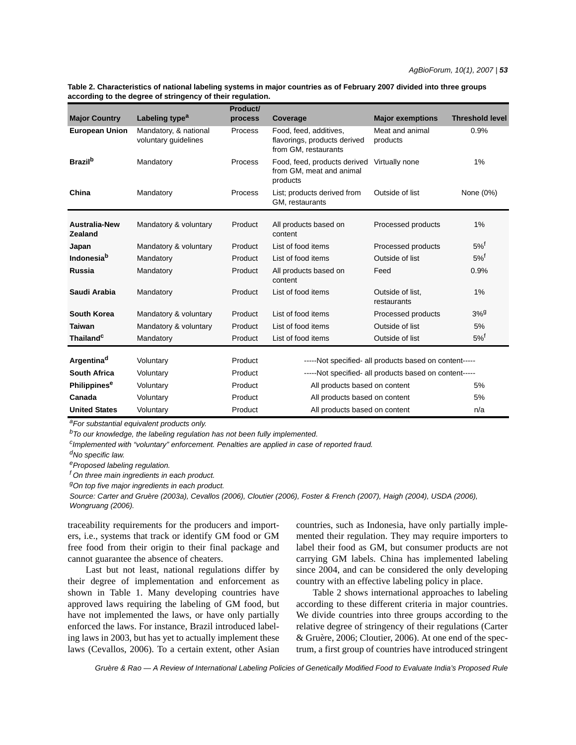**Table 2. Characteristics of national labeling systems in major countries as of February 2007 divided into three groups according to the degree of stringency of their regulation.**

| Major Country | Labeling type[a] | Product/ process | Coverage | Major exemptions | Threshold level |
|---|---|---|---|---|---|
| **European Union** | Mandatory, & national voluntary guidelines | Process | Food, feed, additives, flavorings, products derived from GM, restaurants | Meat and animal products | 0.9% |
| **Brazil**[b] | Mandatory | Process | Food, feed, products derived from GM, meat and animal products | Virtually none | 1% |
| **China** | Mandatory | Process | List; products derived from GM, restaurants | Outside of list | None (0%) |
| **Australia-New Zealand** | Mandatory & voluntary | Product | All products based on content | Processed products | 1% |
| **Japan** | Mandatory & voluntary | Product | List of food items | Processed products | 5%[f] |
| **Indonesia**[b] | Mandatory | Product | List of food items | Outside of list | 5%[f] |
| **Russia** | Mandatory | Product | All products based on content | Feed | 0.9% |
| **Saudi Arabia** | Mandatory | Product | List of food items | Outside of list, restaurants | 1% |
| **South Korea** | Mandatory & voluntary | Product | List of food items | Processed products | 3%[g] |
| **Taiwan** | Mandatory & voluntary | Product | List of food items | Outside of list | 5% |
| **Thailand**[c] | Mandatory | Product | List of food items | Outside of list | 5%[f] |
| **Argentina**[d] | Voluntary | Product | -----Not specified- all products based on content----- | | |
| **South Africa** | Voluntary | Product | -----Not specified- all products based on content----- | | |
| **Philippines**[e] | Voluntary | Product | All products based on content | | 5% |
| **Canada** | Voluntary | Product | All products based on content | | 5% |
| **United States** | Voluntary | Product | All products based on content | | n/a |

*[a]For substantial equivalent products only.*
*[b]To our knowledge, the labeling regulation has not been fully implemented.*
*[c]Implemented with "voluntary" enforcement. Penalties are applied in case of reported fraud.*
*[d]No specific law.*
*[e]Proposed labeling regulation.*
*[f] On three main ingredients in each product.*
*[g]On top five major ingredients in each product.*
*Source: Carter and Gruère (2003a), Cevallos (2006), Cloutier (2006), Foster & French (2007), Haigh (2004), USDA (2006), Wongruang (2006).*

traceability requirements for the producers and importers, i.e., systems that track or identify GM food or GM free food from their origin to their final package and cannot guarantee the absence of cheaters.

Last but not least, national regulations differ by their degree of implementation and enforcement as shown in Table 1. Many developing countries have approved laws requiring the labeling of GM food, but have not implemented the laws, or have only partially enforced the laws. For instance, Brazil introduced labeling laws in 2003, but has yet to actually implement these laws (Cevallos, 2006). To a certain extent, other Asian countries, such as Indonesia, have only partially implemented their regulation. They may require importers to label their food as GM, but consumer products are not carrying GM labels. China has implemented labeling since 2004, and can be considered the only developing country with an effective labeling policy in place.

Table 2 shows international approaches to labeling according to these different criteria in major countries. We divide countries into three groups according to the relative degree of stringency of their regulations (Carter & Gruère, 2006; Cloutier, 2006). At one end of the spectrum, a first group of countries have introduced stringent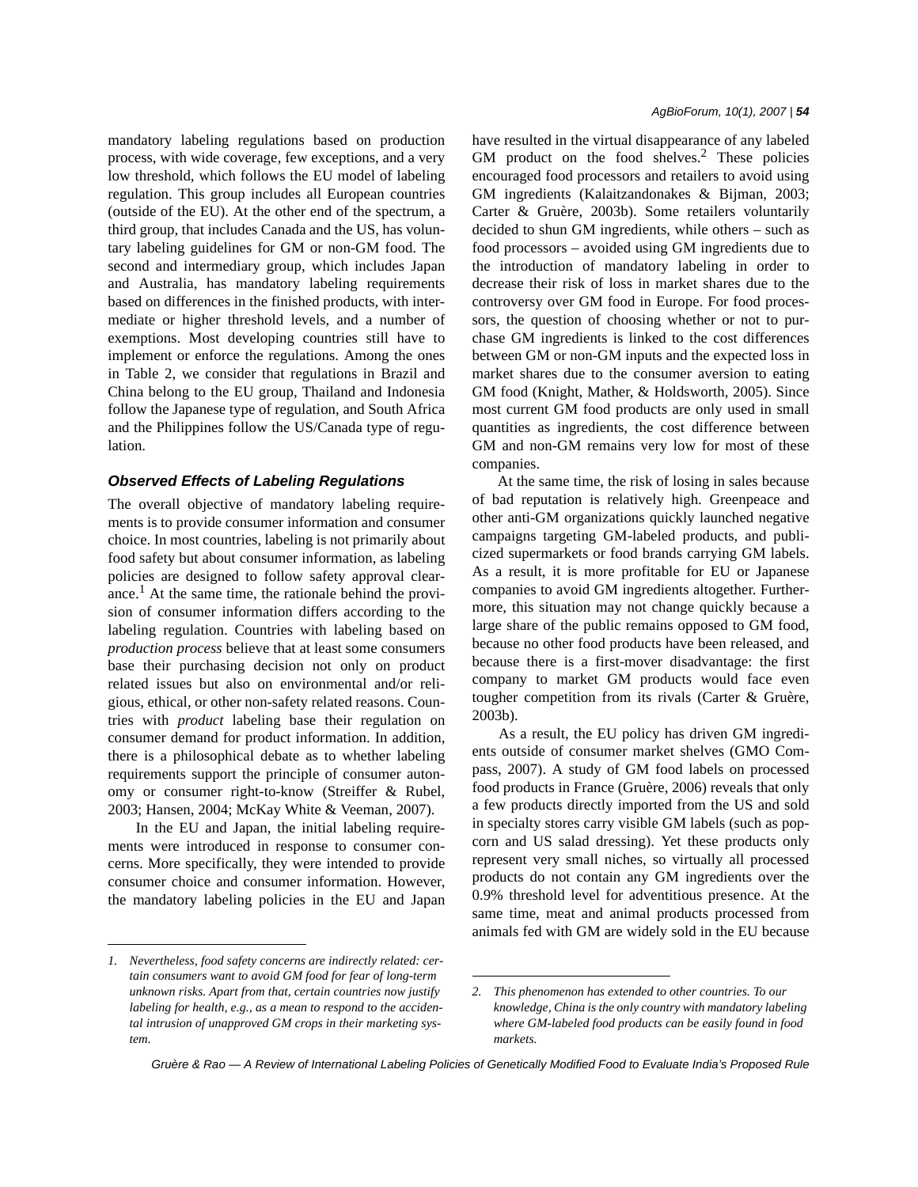mandatory labeling regulations based on production process, with wide coverage, few exceptions, and a very low threshold, which follows the EU model of labeling regulation. This group includes all European countries (outside of the EU). At the other end of the spectrum, a third group, that includes Canada and the US, has voluntary labeling guidelines for GM or non-GM food. The second and intermediary group, which includes Japan and Australia, has mandatory labeling requirements based on differences in the finished products, with intermediate or higher threshold levels, and a number of exemptions. Most developing countries still have to implement or enforce the regulations. Among the ones in Table 2, we consider that regulations in Brazil and China belong to the EU group, Thailand and Indonesia follow the Japanese type of regulation, and South Africa and the Philippines follow the US/Canada type of regulation.

### Observed Effects of Labeling Regulations

The overall objective of mandatory labeling requirements is to provide consumer information and consumer choice. In most countries, labeling is not primarily about food safety but about consumer information, as labeling policies are designed to follow safety approval clearance.[1] At the same time, the rationale behind the provision of consumer information differs according to the labeling regulation. Countries with labeling based on *production process* believe that at least some consumers base their purchasing decision not only on product related issues but also on environmental and/or religious, ethical, or other non-safety related reasons. Countries with *product* labeling base their regulation on consumer demand for product information. In addition, there is a philosophical debate as to whether labeling requirements support the principle of consumer autonomy or consumer right-to-know (Streiffer & Rubel, 2003; Hansen, 2004; McKay White & Veeman, 2007).

In the EU and Japan, the initial labeling requirements were introduced in response to consumer concerns. More specifically, they were intended to provide consumer choice and consumer information. However, the mandatory labeling policies in the EU and Japan have resulted in the virtual disappearance of any labeled GM product on the food shelves.[2] These policies encouraged food processors and retailers to avoid using GM ingredients (Kalaitzandonakes & Bijman, 2003; Carter & Gruère, 2003b). Some retailers voluntarily decided to shun GM ingredients, while others – such as food processors – avoided using GM ingredients due to the introduction of mandatory labeling in order to decrease their risk of loss in market shares due to the controversy over GM food in Europe. For food processors, the question of choosing whether or not to purchase GM ingredients is linked to the cost differences between GM or non-GM inputs and the expected loss in market shares due to the consumer aversion to eating GM food (Knight, Mather, & Holdsworth, 2005). Since most current GM food products are only used in small quantities as ingredients, the cost difference between GM and non-GM remains very low for most of these companies.

At the same time, the risk of losing in sales because of bad reputation is relatively high. Greenpeace and other anti-GM organizations quickly launched negative campaigns targeting GM-labeled products, and publicized supermarkets or food brands carrying GM labels. As a result, it is more profitable for EU or Japanese companies to avoid GM ingredients altogether. Furthermore, this situation may not change quickly because a large share of the public remains opposed to GM food, because no other food products have been released, and because there is a first-mover disadvantage: the first company to market GM products would face even tougher competition from its rivals (Carter & Gruère, 2003b).

As a result, the EU policy has driven GM ingredients outside of consumer market shelves (GMO Compass, 2007). A study of GM food labels on processed food products in France (Gruère, 2006) reveals that only a few products directly imported from the US and sold in specialty stores carry visible GM labels (such as popcorn and US salad dressing). Yet these products only represent very small niches, so virtually all processed products do not contain any GM ingredients over the 0.9% threshold level for adventitious presence. At the same time, meat and animal products processed from animals fed with GM are widely sold in the EU because

---

*1. Nevertheless, food safety concerns are indirectly related: certain consumers want to avoid GM food for fear of long-term unknown risks. Apart from that, certain countries now justify labeling for health, e.g., as a mean to respond to the accidental intrusion of unapproved GM crops in their marketing system.*

*2. This phenomenon has extended to other countries. To our knowledge, China is the only country with mandatory labeling where GM-labeled food products can be easily found in food markets.*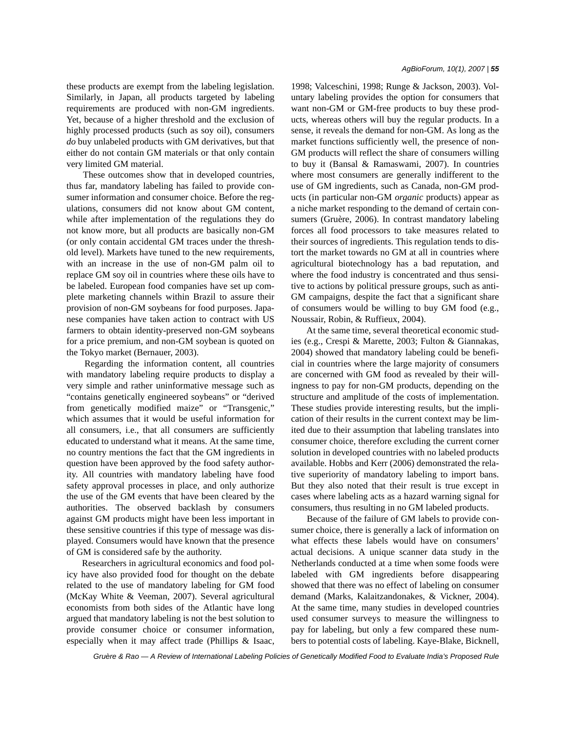these products are exempt from the labeling legislation. Similarly, in Japan, all products targeted by labeling requirements are produced with non-GM ingredients. Yet, because of a higher threshold and the exclusion of highly processed products (such as soy oil), consumers *do* buy unlabeled products with GM derivatives, but that either do not contain GM materials or that only contain very limited GM material.

These outcomes show that in developed countries, thus far, mandatory labeling has failed to provide consumer information and consumer choice. Before the regulations, consumers did not know about GM content, while after implementation of the regulations they do not know more, but all products are basically non-GM (or only contain accidental GM traces under the threshold level). Markets have tuned to the new requirements, with an increase in the use of non-GM palm oil to replace GM soy oil in countries where these oils have to be labeled. European food companies have set up complete marketing channels within Brazil to assure their provision of non-GM soybeans for food purposes. Japanese companies have taken action to contract with US farmers to obtain identity-preserved non-GM soybeans for a price premium, and non-GM soybean is quoted on the Tokyo market (Bernauer, 2003).

Regarding the information content, all countries with mandatory labeling require products to display a very simple and rather uninformative message such as "contains genetically engineered soybeans" or "derived from genetically modified maize" or "Transgenic," which assumes that it would be useful information for all consumers, i.e., that all consumers are sufficiently educated to understand what it means. At the same time, no country mentions the fact that the GM ingredients in question have been approved by the food safety authority. All countries with mandatory labeling have food safety approval processes in place, and only authorize the use of the GM events that have been cleared by the authorities. The observed backlash by consumers against GM products might have been less important in these sensitive countries if this type of message was displayed. Consumers would have known that the presence of GM is considered safe by the authority.

Researchers in agricultural economics and food policy have also provided food for thought on the debate related to the use of mandatory labeling for GM food (McKay White & Veeman, 2007). Several agricultural economists from both sides of the Atlantic have long argued that mandatory labeling is not the best solution to provide consumer choice or consumer information, especially when it may affect trade (Phillips & Isaac, 1998; Valceschini, 1998; Runge & Jackson, 2003). Voluntary labeling provides the option for consumers that want non-GM or GM-free products to buy these products, whereas others will buy the regular products. In a sense, it reveals the demand for non-GM. As long as the market functions sufficiently well, the presence of non-GM products will reflect the share of consumers willing to buy it (Bansal & Ramaswami, 2007). In countries where most consumers are generally indifferent to the use of GM ingredients, such as Canada, non-GM products (in particular non-GM *organic* products) appear as a niche market responding to the demand of certain consumers (Gruère, 2006). In contrast mandatory labeling forces all food processors to take measures related to their sources of ingredients. This regulation tends to distort the market towards no GM at all in countries where agricultural biotechnology has a bad reputation, and where the food industry is concentrated and thus sensitive to actions by political pressure groups, such as anti-GM campaigns, despite the fact that a significant share of consumers would be willing to buy GM food (e.g., Noussair, Robin, & Ruffieux, 2004).

At the same time, several theoretical economic studies (e.g., Crespi & Marette, 2003; Fulton & Giannakas, 2004) showed that mandatory labeling could be beneficial in countries where the large majority of consumers are concerned with GM food as revealed by their willingness to pay for non-GM products, depending on the structure and amplitude of the costs of implementation. These studies provide interesting results, but the implication of their results in the current context may be limited due to their assumption that labeling translates into consumer choice, therefore excluding the current corner solution in developed countries with no labeled products available. Hobbs and Kerr (2006) demonstrated the relative superiority of mandatory labeling to import bans. But they also noted that their result is true except in cases where labeling acts as a hazard warning signal for consumers, thus resulting in no GM labeled products.

Because of the failure of GM labels to provide consumer choice, there is generally a lack of information on what effects these labels would have on consumers' actual decisions. A unique scanner data study in the Netherlands conducted at a time when some foods were labeled with GM ingredients before disappearing showed that there was no effect of labeling on consumer demand (Marks, Kalaitzandonakes, & Vickner, 2004). At the same time, many studies in developed countries used consumer surveys to measure the willingness to pay for labeling, but only a few compared these numbers to potential costs of labeling. Kaye-Blake, Bicknell,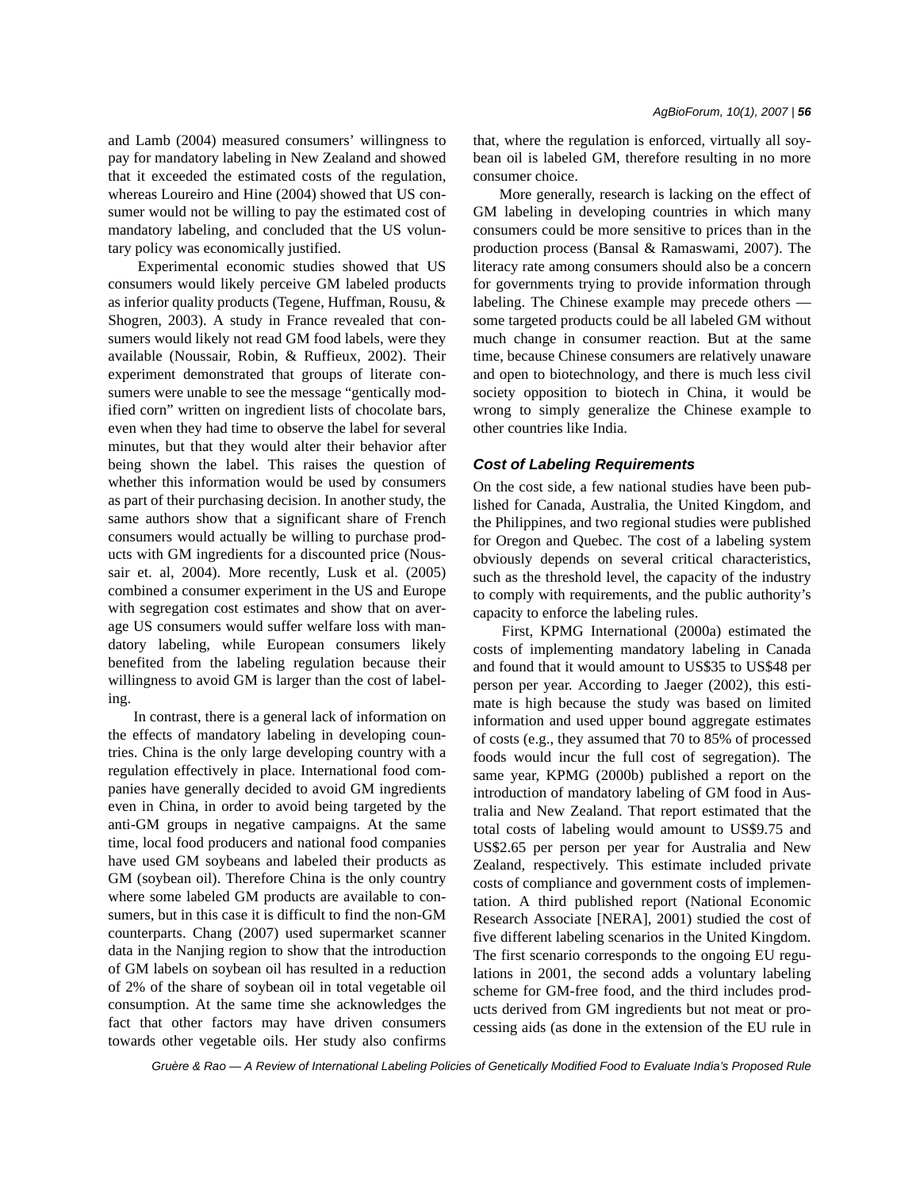and Lamb (2004) measured consumers' willingness to pay for mandatory labeling in New Zealand and showed that it exceeded the estimated costs of the regulation, whereas Loureiro and Hine (2004) showed that US consumer would not be willing to pay the estimated cost of mandatory labeling, and concluded that the US voluntary policy was economically justified.

Experimental economic studies showed that US consumers would likely perceive GM labeled products as inferior quality products (Tegene, Huffman, Rousu, & Shogren, 2003). A study in France revealed that consumers would likely not read GM food labels, were they available (Noussair, Robin, & Ruffieux, 2002). Their experiment demonstrated that groups of literate consumers were unable to see the message "gentically modified corn" written on ingredient lists of chocolate bars, even when they had time to observe the label for several minutes, but that they would alter their behavior after being shown the label. This raises the question of whether this information would be used by consumers as part of their purchasing decision. In another study, the same authors show that a significant share of French consumers would actually be willing to purchase products with GM ingredients for a discounted price (Noussair et. al, 2004). More recently, Lusk et al. (2005) combined a consumer experiment in the US and Europe with segregation cost estimates and show that on average US consumers would suffer welfare loss with mandatory labeling, while European consumers likely benefited from the labeling regulation because their willingness to avoid GM is larger than the cost of labeling.

In contrast, there is a general lack of information on the effects of mandatory labeling in developing countries. China is the only large developing country with a regulation effectively in place. International food companies have generally decided to avoid GM ingredients even in China, in order to avoid being targeted by the anti-GM groups in negative campaigns. At the same time, local food producers and national food companies have used GM soybeans and labeled their products as GM (soybean oil). Therefore China is the only country where some labeled GM products are available to consumers, but in this case it is difficult to find the non-GM counterparts. Chang (2007) used supermarket scanner data in the Nanjing region to show that the introduction of GM labels on soybean oil has resulted in a reduction of 2% of the share of soybean oil in total vegetable oil consumption. At the same time she acknowledges the fact that other factors may have driven consumers towards other vegetable oils. Her study also confirms that, where the regulation is enforced, virtually all soybean oil is labeled GM, therefore resulting in no more consumer choice.

More generally, research is lacking on the effect of GM labeling in developing countries in which many consumers could be more sensitive to prices than in the production process (Bansal & Ramaswami, 2007). The literacy rate among consumers should also be a concern for governments trying to provide information through labeling. The Chinese example may precede others — some targeted products could be all labeled GM without much change in consumer reaction. But at the same time, because Chinese consumers are relatively unaware and open to biotechnology, and there is much less civil society opposition to biotech in China, it would be wrong to simply generalize the Chinese example to other countries like India.

### *Cost of Labeling Requirements*

On the cost side, a few national studies have been published for Canada, Australia, the United Kingdom, and the Philippines, and two regional studies were published for Oregon and Quebec. The cost of a labeling system obviously depends on several critical characteristics, such as the threshold level, the capacity of the industry to comply with requirements, and the public authority's capacity to enforce the labeling rules.

First, KPMG International (2000a) estimated the costs of implementing mandatory labeling in Canada and found that it would amount to US$35 to US$48 per person per year. According to Jaeger (2002), this estimate is high because the study was based on limited information and used upper bound aggregate estimates of costs (e.g., they assumed that 70 to 85% of processed foods would incur the full cost of segregation). The same year, KPMG (2000b) published a report on the introduction of mandatory labeling of GM food in Australia and New Zealand. That report estimated that the total costs of labeling would amount to US$9.75 and US$2.65 per person per year for Australia and New Zealand, respectively. This estimate included private costs of compliance and government costs of implementation. A third published report (National Economic Research Associate [NERA], 2001) studied the cost of five different labeling scenarios in the United Kingdom. The first scenario corresponds to the ongoing EU regulations in 2001, the second adds a voluntary labeling scheme for GM-free food, and the third includes products derived from GM ingredients but not meat or processing aids (as done in the extension of the EU rule in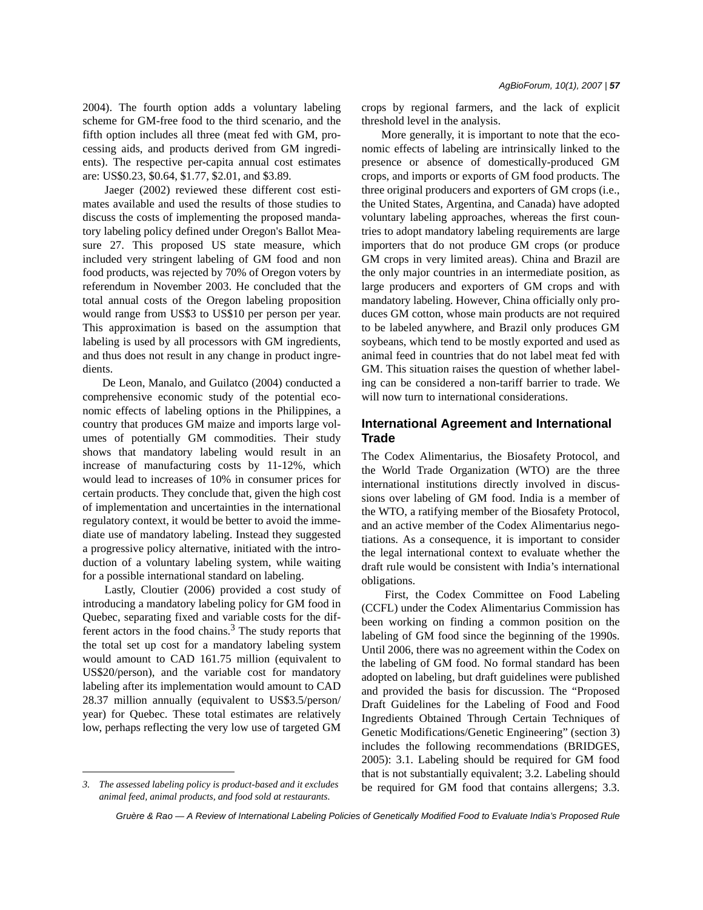2004). The fourth option adds a voluntary labeling scheme for GM-free food to the third scenario, and the fifth option includes all three (meat fed with GM, processing aids, and products derived from GM ingredients). The respective per-capita annual cost estimates are: US$0.23, $0.64, $1.77, $2.01, and $3.89.

Jaeger (2002) reviewed these different cost estimates available and used the results of those studies to discuss the costs of implementing the proposed mandatory labeling policy defined under Oregon's Ballot Measure 27. This proposed US state measure, which included very stringent labeling of GM food and non food products, was rejected by 70% of Oregon voters by referendum in November 2003. He concluded that the total annual costs of the Oregon labeling proposition would range from US$3 to US$10 per person per year. This approximation is based on the assumption that labeling is used by all processors with GM ingredients, and thus does not result in any change in product ingredients.

De Leon, Manalo, and Guilatco (2004) conducted a comprehensive economic study of the potential economic effects of labeling options in the Philippines, a country that produces GM maize and imports large volumes of potentially GM commodities. Their study shows that mandatory labeling would result in an increase of manufacturing costs by 11-12%, which would lead to increases of 10% in consumer prices for certain products. They conclude that, given the high cost of implementation and uncertainties in the international regulatory context, it would be better to avoid the immediate use of mandatory labeling. Instead they suggested a progressive policy alternative, initiated with the introduction of a voluntary labeling system, while waiting for a possible international standard on labeling.

Lastly, Cloutier (2006) provided a cost study of introducing a mandatory labeling policy for GM food in Quebec, separating fixed and variable costs for the different actors in the food chains.[3] The study reports that the total set up cost for a mandatory labeling system would amount to CAD 161.75 million (equivalent to US$20/person), and the variable cost for mandatory labeling after its implementation would amount to CAD 28.37 million annually (equivalent to US$3.5/person/year) for Quebec. These total estimates are relatively low, perhaps reflecting the very low use of targeted GM crops by regional farmers, and the lack of explicit threshold level in the analysis.

More generally, it is important to note that the economic effects of labeling are intrinsically linked to the presence or absence of domestically-produced GM crops, and imports or exports of GM food products. The three original producers and exporters of GM crops (i.e., the United States, Argentina, and Canada) have adopted voluntary labeling approaches, whereas the first countries to adopt mandatory labeling requirements are large importers that do not produce GM crops (or produce GM crops in very limited areas). China and Brazil are the only major countries in an intermediate position, as large producers and exporters of GM crops and with mandatory labeling. However, China officially only produces GM cotton, whose main products are not required to be labeled anywhere, and Brazil only produces GM soybeans, which tend to be mostly exported and used as animal feed in countries that do not label meat fed with GM. This situation raises the question of whether labeling can be considered a non-tariff barrier to trade. We will now turn to international considerations.

## International Agreement and International Trade

The Codex Alimentarius, the Biosafety Protocol, and the World Trade Organization (WTO) are the three international institutions directly involved in discussions over labeling of GM food. India is a member of the WTO, a ratifying member of the Biosafety Protocol, and an active member of the Codex Alimentarius negotiations. As a consequence, it is important to consider the legal international context to evaluate whether the draft rule would be consistent with India's international obligations.

First, the Codex Committee on Food Labeling (CCFL) under the Codex Alimentarius Commission has been working on finding a common position on the labeling of GM food since the beginning of the 1990s. Until 2006, there was no agreement within the Codex on the labeling of GM food. No formal standard has been adopted on labeling, but draft guidelines were published and provided the basis for discussion. The "Proposed Draft Guidelines for the Labeling of Food and Food Ingredients Obtained Through Certain Techniques of Genetic Modifications/Genetic Engineering" (section 3) includes the following recommendations (BRIDGES, 2005): 3.1. Labeling should be required for GM food that is not substantially equivalent; 3.2. Labeling should be required for GM food that contains allergens; 3.3.

*3. The assessed labeling policy is product-based and it excludes animal feed, animal products, and food sold at restaurants.*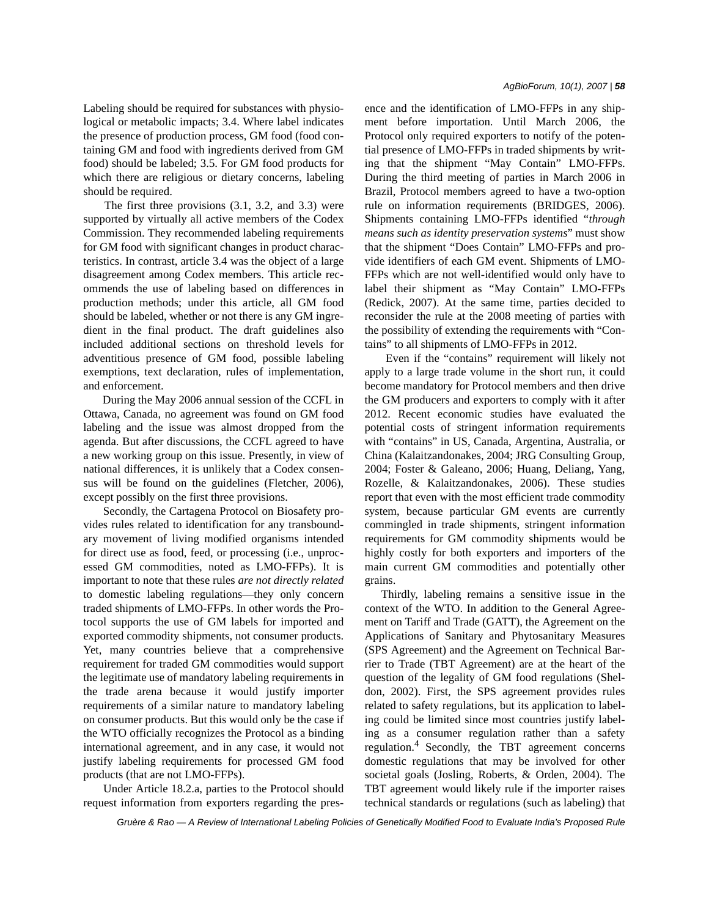Labeling should be required for substances with physiological or metabolic impacts; 3.4. Where label indicates the presence of production process, GM food (food containing GM and food with ingredients derived from GM food) should be labeled; 3.5. For GM food products for which there are religious or dietary concerns, labeling should be required.

The first three provisions (3.1, 3.2, and 3.3) were supported by virtually all active members of the Codex Commission. They recommended labeling requirements for GM food with significant changes in product characteristics. In contrast, article 3.4 was the object of a large disagreement among Codex members. This article recommends the use of labeling based on differences in production methods; under this article, all GM food should be labeled, whether or not there is any GM ingredient in the final product. The draft guidelines also included additional sections on threshold levels for adventitious presence of GM food, possible labeling exemptions, text declaration, rules of implementation, and enforcement.

During the May 2006 annual session of the CCFL in Ottawa, Canada, no agreement was found on GM food labeling and the issue was almost dropped from the agenda. But after discussions, the CCFL agreed to have a new working group on this issue. Presently, in view of national differences, it is unlikely that a Codex consensus will be found on the guidelines (Fletcher, 2006), except possibly on the first three provisions.

Secondly, the Cartagena Protocol on Biosafety provides rules related to identification for any transboundary movement of living modified organisms intended for direct use as food, feed, or processing (i.e., unprocessed GM commodities, noted as LMO-FFPs). It is important to note that these rules *are not directly related* to domestic labeling regulations—they only concern traded shipments of LMO-FFPs. In other words the Protocol supports the use of GM labels for imported and exported commodity shipments, not consumer products. Yet, many countries believe that a comprehensive requirement for traded GM commodities would support the legitimate use of mandatory labeling requirements in the trade arena because it would justify importer requirements of a similar nature to mandatory labeling on consumer products. But this would only be the case if the WTO officially recognizes the Protocol as a binding international agreement, and in any case, it would not justify labeling requirements for processed GM food products (that are not LMO-FFPs).

Under Article 18.2.a, parties to the Protocol should request information from exporters regarding the presence and the identification of LMO-FFPs in any shipment before importation. Until March 2006, the Protocol only required exporters to notify of the potential presence of LMO-FFPs in traded shipments by writing that the shipment "May Contain" LMO-FFPs. During the third meeting of parties in March 2006 in Brazil, Protocol members agreed to have a two-option rule on information requirements (BRIDGES, 2006). Shipments containing LMO-FFPs identified "*through means such as identity preservation systems*" must show that the shipment "Does Contain" LMO-FFPs and provide identifiers of each GM event. Shipments of LMO-FFPs which are not well-identified would only have to label their shipment as "May Contain" LMO-FFPs (Redick, 2007). At the same time, parties decided to reconsider the rule at the 2008 meeting of parties with the possibility of extending the requirements with "Contains" to all shipments of LMO-FFPs in 2012.

Even if the "contains" requirement will likely not apply to a large trade volume in the short run, it could become mandatory for Protocol members and then drive the GM producers and exporters to comply with it after 2012. Recent economic studies have evaluated the potential costs of stringent information requirements with "contains" in US, Canada, Argentina, Australia, or China (Kalaitzandonakes, 2004; JRG Consulting Group, 2004; Foster & Galeano, 2006; Huang, Deliang, Yang, Rozelle, & Kalaitzandonakes, 2006). These studies report that even with the most efficient trade commodity system, because particular GM events are currently commingled in trade shipments, stringent information requirements for GM commodity shipments would be highly costly for both exporters and importers of the main current GM commodities and potentially other grains.

Thirdly, labeling remains a sensitive issue in the context of the WTO. In addition to the General Agreement on Tariff and Trade (GATT), the Agreement on the Applications of Sanitary and Phytosanitary Measures (SPS Agreement) and the Agreement on Technical Barrier to Trade (TBT Agreement) are at the heart of the question of the legality of GM food regulations (Sheldon, 2002). First, the SPS agreement provides rules related to safety regulations, but its application to labeling could be limited since most countries justify labeling as a consumer regulation rather than a safety regulation.[4] Secondly, the TBT agreement concerns domestic regulations that may be involved for other societal goals (Josling, Roberts, & Orden, 2004). The TBT agreement would likely rule if the importer raises technical standards or regulations (such as labeling) that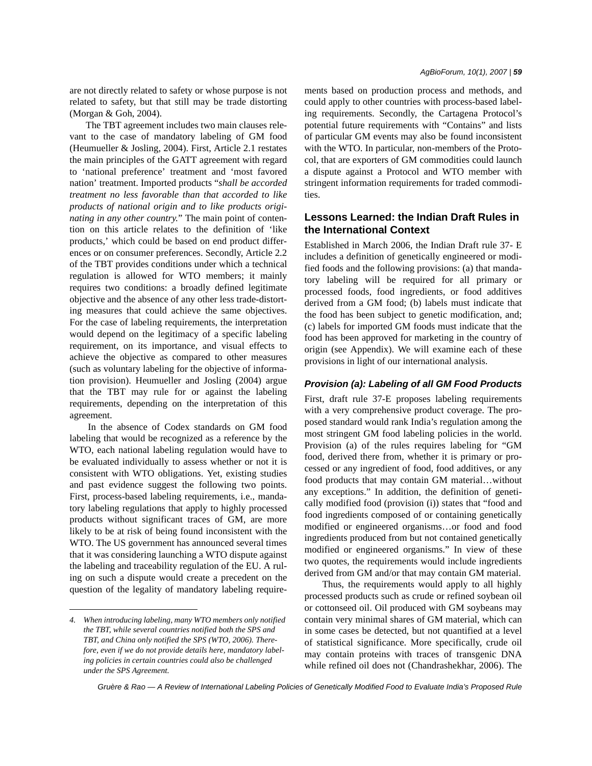are not directly related to safety or whose purpose is not related to safety, but that still may be trade distorting (Morgan & Goh, 2004).

The TBT agreement includes two main clauses relevant to the case of mandatory labeling of GM food (Heumueller & Josling, 2004). First, Article 2.1 restates the main principles of the GATT agreement with regard to 'national preference' treatment and 'most favored nation' treatment. Imported products "*shall be accorded treatment no less favorable than that accorded to like products of national origin and to like products originating in any other country.*" The main point of contention on this article relates to the definition of 'like products,' which could be based on end product differences or on consumer preferences. Secondly, Article 2.2 of the TBT provides conditions under which a technical regulation is allowed for WTO members; it mainly requires two conditions: a broadly defined legitimate objective and the absence of any other less trade-distorting measures that could achieve the same objectives. For the case of labeling requirements, the interpretation would depend on the legitimacy of a specific labeling requirement, on its importance, and visual effects to achieve the objective as compared to other measures (such as voluntary labeling for the objective of information provision). Heumueller and Josling (2004) argue that the TBT may rule for or against the labeling requirements, depending on the interpretation of this agreement.

In the absence of Codex standards on GM food labeling that would be recognized as a reference by the WTO, each national labeling regulation would have to be evaluated individually to assess whether or not it is consistent with WTO obligations. Yet, existing studies and past evidence suggest the following two points. First, process-based labeling requirements, i.e., mandatory labeling regulations that apply to highly processed products without significant traces of GM, are more likely to be at risk of being found inconsistent with the WTO. The US government has announced several times that it was considering launching a WTO dispute against the labeling and traceability regulation of the EU. A ruling on such a dispute would create a precedent on the question of the legality of mandatory labeling requirements based on production process and methods, and could apply to other countries with process-based labeling requirements. Secondly, the Cartagena Protocol's potential future requirements with "Contains" and lists of particular GM events may also be found inconsistent with the WTO. In particular, non-members of the Protocol, that are exporters of GM commodities could launch a dispute against a Protocol and WTO member with stringent information requirements for traded commodities.

## Lessons Learned: the Indian Draft Rules in the International Context

Established in March 2006, the Indian Draft rule 37- E includes a definition of genetically engineered or modified foods and the following provisions: (a) that mandatory labeling will be required for all primary or processed foods, food ingredients, or food additives derived from a GM food; (b) labels must indicate that the food has been subject to genetic modification, and; (c) labels for imported GM foods must indicate that the food has been approved for marketing in the country of origin (see Appendix). We will examine each of these provisions in light of our international analysis.

### *Provision (a): Labeling of all GM Food Products*

First, draft rule 37-E proposes labeling requirements with a very comprehensive product coverage. The proposed standard would rank India's regulation among the most stringent GM food labeling policies in the world. Provision (a) of the rules requires labeling for "GM food, derived there from, whether it is primary or processed or any ingredient of food, food additives, or any food products that may contain GM material…without any exceptions." In addition, the definition of genetically modified food (provision (i)) states that "food and food ingredients composed of or containing genetically modified or engineered organisms…or food and food ingredients produced from but not contained genetically modified or engineered organisms." In view of these two quotes, the requirements would include ingredients derived from GM and/or that may contain GM material.

Thus, the requirements would apply to all highly processed products such as crude or refined soybean oil or cottonseed oil. Oil produced with GM soybeans may contain very minimal shares of GM material, which can in some cases be detected, but not quantified at a level of statistical significance. More specifically, crude oil may contain proteins with traces of transgenic DNA while refined oil does not (Chandrashekhar, 2006). The

*4. When introducing labeling, many WTO members only notified the TBT, while several countries notified both the SPS and TBT, and China only notified the SPS (WTO, 2006). Therefore, even if we do not provide details here, mandatory labeling policies in certain countries could also be challenged under the SPS Agreement.*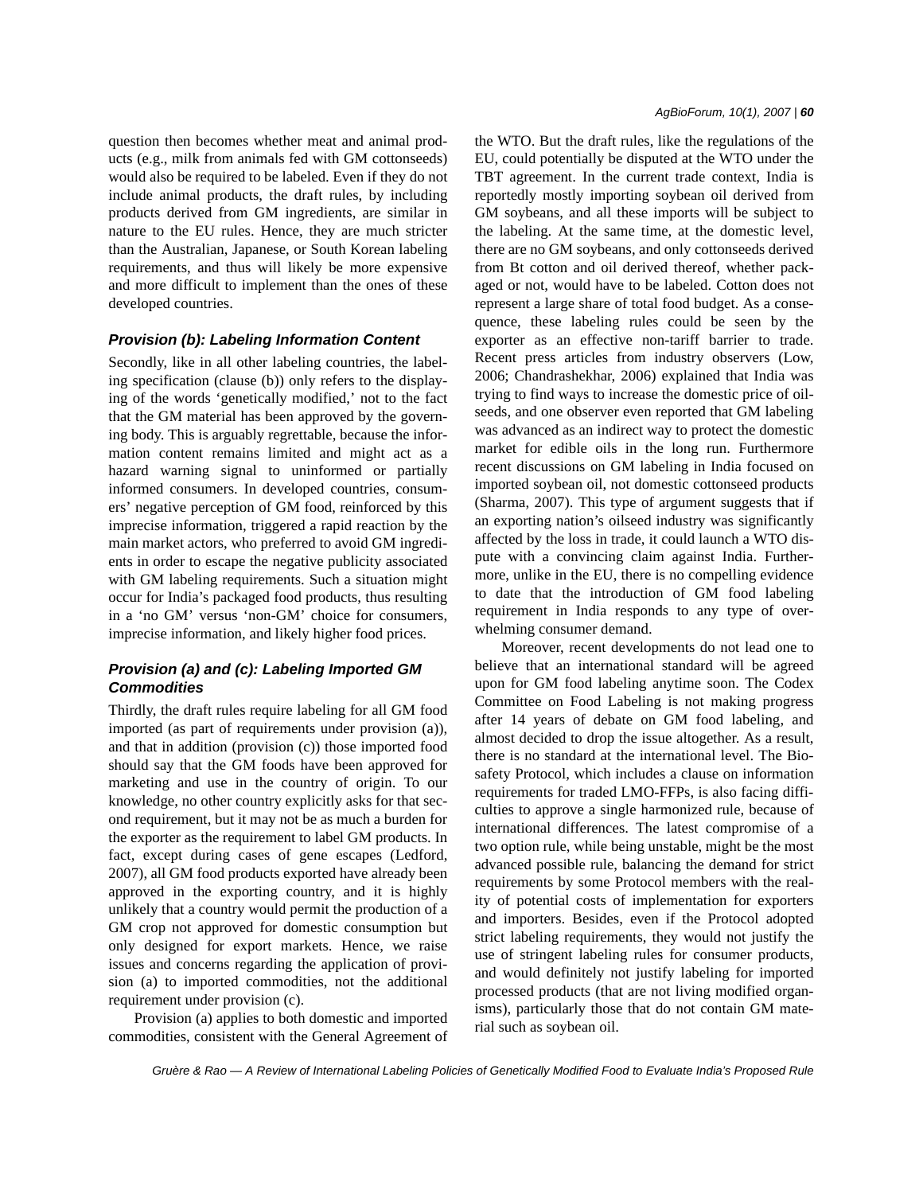question then becomes whether meat and animal products (e.g., milk from animals fed with GM cottonseeds) would also be required to be labeled. Even if they do not include animal products, the draft rules, by including products derived from GM ingredients, are similar in nature to the EU rules. Hence, they are much stricter than the Australian, Japanese, or South Korean labeling requirements, and thus will likely be more expensive and more difficult to implement than the ones of these developed countries.

### *Provision (b): Labeling Information Content*

Secondly, like in all other labeling countries, the labeling specification (clause (b)) only refers to the displaying of the words 'genetically modified,' not to the fact that the GM material has been approved by the governing body. This is arguably regrettable, because the information content remains limited and might act as a hazard warning signal to uninformed or partially informed consumers. In developed countries, consumers' negative perception of GM food, reinforced by this imprecise information, triggered a rapid reaction by the main market actors, who preferred to avoid GM ingredients in order to escape the negative publicity associated with GM labeling requirements. Such a situation might occur for India's packaged food products, thus resulting in a 'no GM' versus 'non-GM' choice for consumers, imprecise information, and likely higher food prices.

### *Provision (a) and (c): Labeling Imported GM Commodities*

Thirdly, the draft rules require labeling for all GM food imported (as part of requirements under provision (a)), and that in addition (provision (c)) those imported food should say that the GM foods have been approved for marketing and use in the country of origin. To our knowledge, no other country explicitly asks for that second requirement, but it may not be as much a burden for the exporter as the requirement to label GM products. In fact, except during cases of gene escapes (Ledford, 2007), all GM food products exported have already been approved in the exporting country, and it is highly unlikely that a country would permit the production of a GM crop not approved for domestic consumption but only designed for export markets. Hence, we raise issues and concerns regarding the application of provision (a) to imported commodities, not the additional requirement under provision (c).

Provision (a) applies to both domestic and imported commodities, consistent with the General Agreement of the WTO. But the draft rules, like the regulations of the EU, could potentially be disputed at the WTO under the TBT agreement. In the current trade context, India is reportedly mostly importing soybean oil derived from GM soybeans, and all these imports will be subject to the labeling. At the same time, at the domestic level, there are no GM soybeans, and only cottonseeds derived from Bt cotton and oil derived thereof, whether packaged or not, would have to be labeled. Cotton does not represent a large share of total food budget. As a consequence, these labeling rules could be seen by the exporter as an effective non-tariff barrier to trade. Recent press articles from industry observers (Low, 2006; Chandrashekhar, 2006) explained that India was trying to find ways to increase the domestic price of oilseeds, and one observer even reported that GM labeling was advanced as an indirect way to protect the domestic market for edible oils in the long run. Furthermore recent discussions on GM labeling in India focused on imported soybean oil, not domestic cottonseed products (Sharma, 2007). This type of argument suggests that if an exporting nation's oilseed industry was significantly affected by the loss in trade, it could launch a WTO dispute with a convincing claim against India. Furthermore, unlike in the EU, there is no compelling evidence to date that the introduction of GM food labeling requirement in India responds to any type of overwhelming consumer demand.

Moreover, recent developments do not lead one to believe that an international standard will be agreed upon for GM food labeling anytime soon. The Codex Committee on Food Labeling is not making progress after 14 years of debate on GM food labeling, and almost decided to drop the issue altogether. As a result, there is no standard at the international level. The Biosafety Protocol, which includes a clause on information requirements for traded LMO-FFPs, is also facing difficulties to approve a single harmonized rule, because of international differences. The latest compromise of a two option rule, while being unstable, might be the most advanced possible rule, balancing the demand for strict requirements by some Protocol members with the reality of potential costs of implementation for exporters and importers. Besides, even if the Protocol adopted strict labeling requirements, they would not justify the use of stringent labeling rules for consumer products, and would definitely not justify labeling for imported processed products (that are not living modified organisms), particularly those that do not contain GM material such as soybean oil.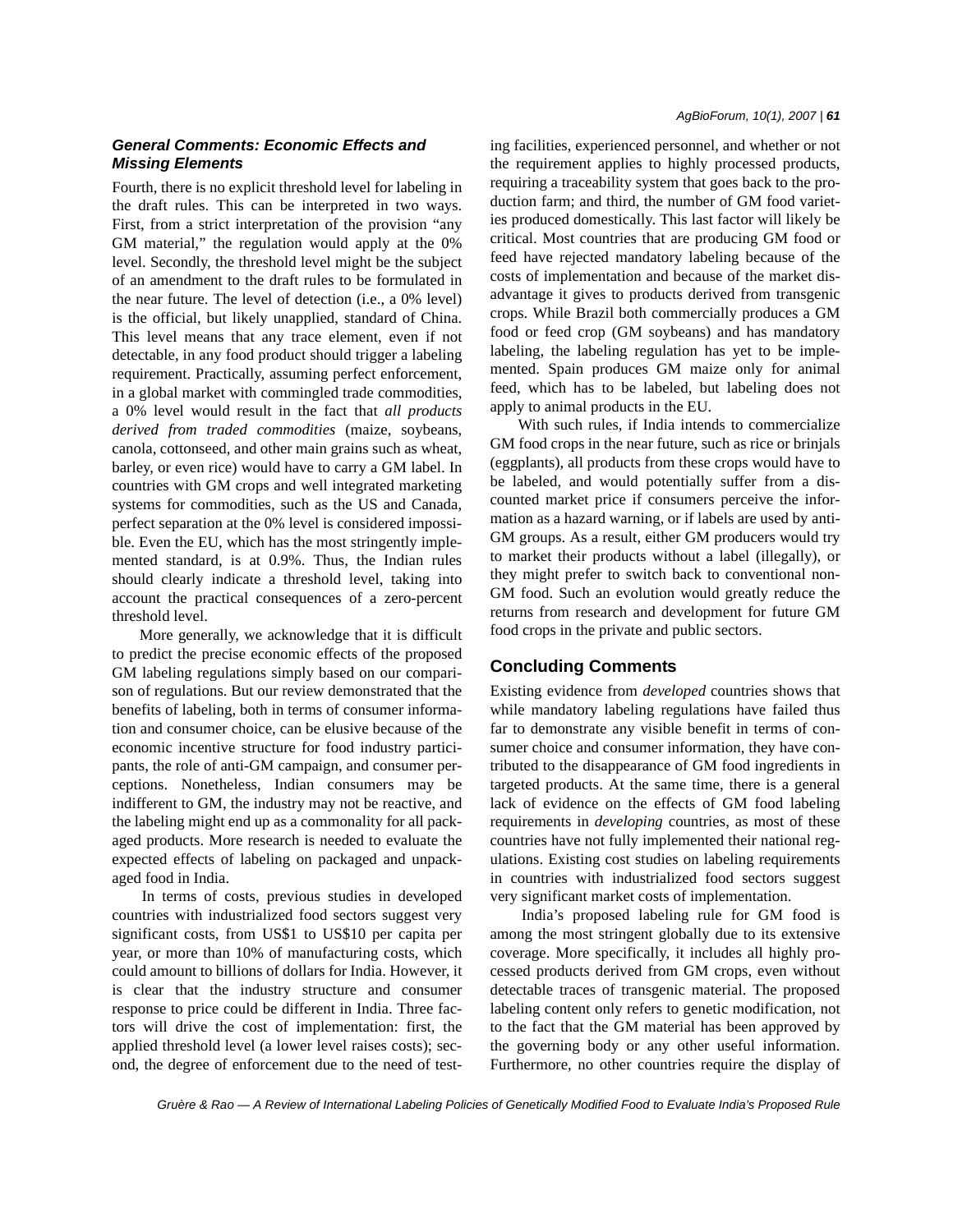### *General Comments: Economic Effects and Missing Elements*

Fourth, there is no explicit threshold level for labeling in the draft rules. This can be interpreted in two ways. First, from a strict interpretation of the provision "any GM material," the regulation would apply at the 0% level. Secondly, the threshold level might be the subject of an amendment to the draft rules to be formulated in the near future. The level of detection (i.e., a 0% level) is the official, but likely unapplied, standard of China. This level means that any trace element, even if not detectable, in any food product should trigger a labeling requirement. Practically, assuming perfect enforcement, in a global market with commingled trade commodities, a 0% level would result in the fact that *all products derived from traded commodities* (maize, soybeans, canola, cottonseed, and other main grains such as wheat, barley, or even rice) would have to carry a GM label. In countries with GM crops and well integrated marketing systems for commodities, such as the US and Canada, perfect separation at the 0% level is considered impossible. Even the EU, which has the most stringently implemented standard, is at 0.9%. Thus, the Indian rules should clearly indicate a threshold level, taking into account the practical consequences of a zero-percent threshold level.

More generally, we acknowledge that it is difficult to predict the precise economic effects of the proposed GM labeling regulations simply based on our comparison of regulations. But our review demonstrated that the benefits of labeling, both in terms of consumer information and consumer choice, can be elusive because of the economic incentive structure for food industry participants, the role of anti-GM campaign, and consumer perceptions. Nonetheless, Indian consumers may be indifferent to GM, the industry may not be reactive, and the labeling might end up as a commonality for all packaged products. More research is needed to evaluate the expected effects of labeling on packaged and unpackaged food in India.

In terms of costs, previous studies in developed countries with industrialized food sectors suggest very significant costs, from US$1 to US$10 per capita per year, or more than 10% of manufacturing costs, which could amount to billions of dollars for India. However, it is clear that the industry structure and consumer response to price could be different in India. Three factors will drive the cost of implementation: first, the applied threshold level (a lower level raises costs); second, the degree of enforcement due to the need of testing facilities, experienced personnel, and whether or not the requirement applies to highly processed products, requiring a traceability system that goes back to the production farm; and third, the number of GM food varieties produced domestically. This last factor will likely be critical. Most countries that are producing GM food or feed have rejected mandatory labeling because of the costs of implementation and because of the market disadvantage it gives to products derived from transgenic crops. While Brazil both commercially produces a GM food or feed crop (GM soybeans) and has mandatory labeling, the labeling regulation has yet to be implemented. Spain produces GM maize only for animal feed, which has to be labeled, but labeling does not apply to animal products in the EU.

With such rules, if India intends to commercialize GM food crops in the near future, such as rice or brinjals (eggplants), all products from these crops would have to be labeled, and would potentially suffer from a discounted market price if consumers perceive the information as a hazard warning, or if labels are used by anti-GM groups. As a result, either GM producers would try to market their products without a label (illegally), or they might prefer to switch back to conventional non-GM food. Such an evolution would greatly reduce the returns from research and development for future GM food crops in the private and public sectors.

## Concluding Comments

Existing evidence from *developed* countries shows that while mandatory labeling regulations have failed thus far to demonstrate any visible benefit in terms of consumer choice and consumer information, they have contributed to the disappearance of GM food ingredients in targeted products. At the same time, there is a general lack of evidence on the effects of GM food labeling requirements in *developing* countries, as most of these countries have not fully implemented their national regulations. Existing cost studies on labeling requirements in countries with industrialized food sectors suggest very significant market costs of implementation.

India's proposed labeling rule for GM food is among the most stringent globally due to its extensive coverage. More specifically, it includes all highly processed products derived from GM crops, even without detectable traces of transgenic material. The proposed labeling content only refers to genetic modification, not to the fact that the GM material has been approved by the governing body or any other useful information. Furthermore, no other countries require the display of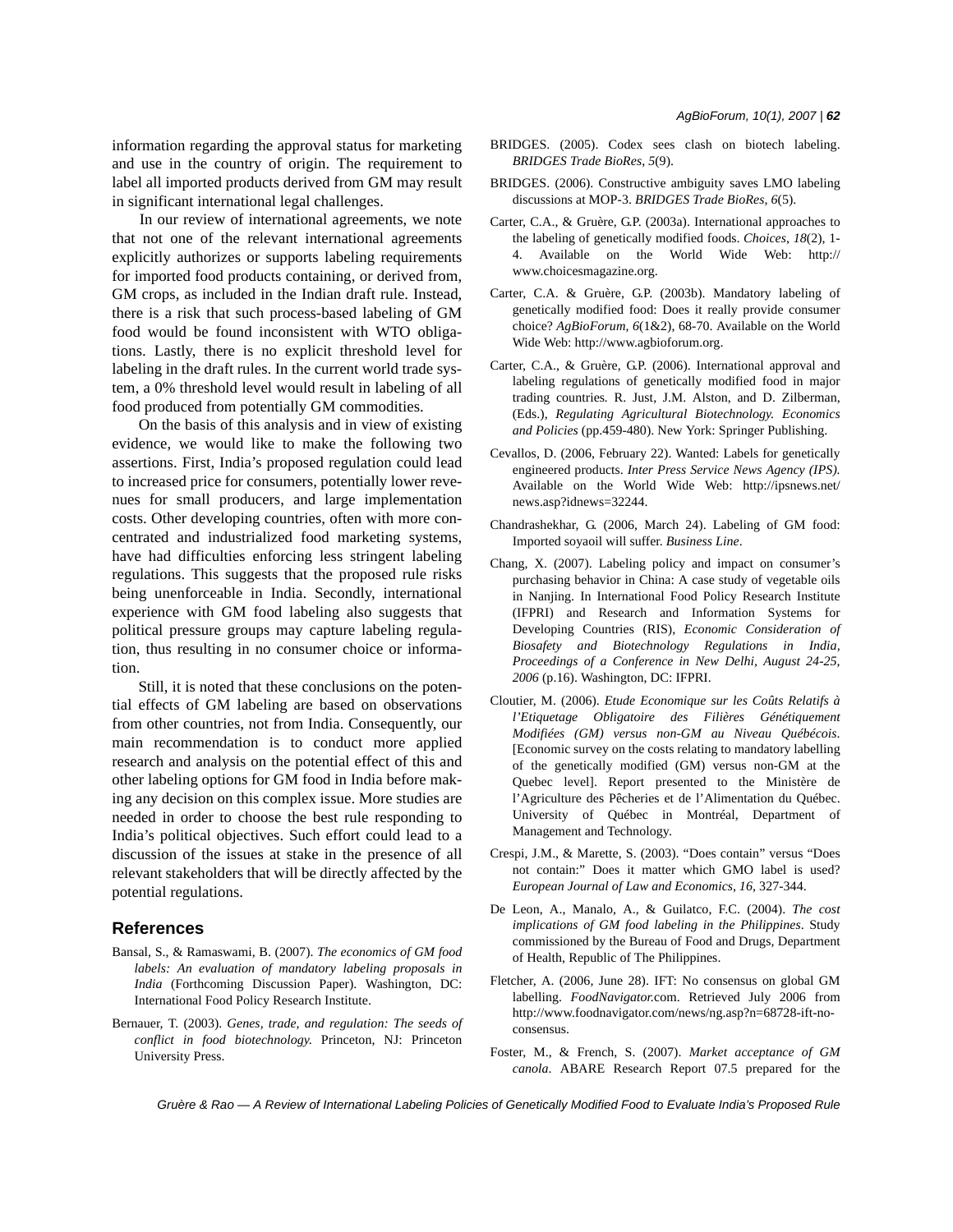information regarding the approval status for marketing and use in the country of origin. The requirement to label all imported products derived from GM may result in significant international legal challenges.

In our review of international agreements, we note that not one of the relevant international agreements explicitly authorizes or supports labeling requirements for imported food products containing, or derived from, GM crops, as included in the Indian draft rule. Instead, there is a risk that such process-based labeling of GM food would be found inconsistent with WTO obligations. Lastly, there is no explicit threshold level for labeling in the draft rules. In the current world trade system, a 0% threshold level would result in labeling of all food produced from potentially GM commodities.

On the basis of this analysis and in view of existing evidence, we would like to make the following two assertions. First, India's proposed regulation could lead to increased price for consumers, potentially lower revenues for small producers, and large implementation costs. Other developing countries, often with more concentrated and industrialized food marketing systems, have had difficulties enforcing less stringent labeling regulations. This suggests that the proposed rule risks being unenforceable in India. Secondly, international experience with GM food labeling also suggests that political pressure groups may capture labeling regulation, thus resulting in no consumer choice or information.

Still, it is noted that these conclusions on the potential effects of GM labeling are based on observations from other countries, not from India. Consequently, our main recommendation is to conduct more applied research and analysis on the potential effect of this and other labeling options for GM food in India before making any decision on this complex issue. More studies are needed in order to choose the best rule responding to India's political objectives. Such effort could lead to a discussion of the issues at stake in the presence of all relevant stakeholders that will be directly affected by the potential regulations.

## References

Bansal, S., & Ramaswami, B. (2007). *The economics of GM food labels: An evaluation of mandatory labeling proposals in India* (Forthcoming Discussion Paper). Washington, DC: International Food Policy Research Institute.

Bernauer, T. (2003). *Genes, trade, and regulation: The seeds of conflict in food biotechnology.* Princeton, NJ: Princeton University Press.

BRIDGES. (2005). Codex sees clash on biotech labeling. *BRIDGES Trade BioRes*, *5*(9).

BRIDGES. (2006). Constructive ambiguity saves LMO labeling discussions at MOP-3. *BRIDGES Trade BioRes*, *6*(5).

Carter, C.A., & Gruère, G.P. (2003a). International approaches to the labeling of genetically modified foods. *Choices*, *18*(2), 1-4. Available on the World Wide Web: http://www.choicesmagazine.org.

Carter, C.A. & Gruère, G.P. (2003b). Mandatory labeling of genetically modified food: Does it really provide consumer choice? *AgBioForum*, *6*(1&2), 68-70. Available on the World Wide Web: http://www.agbioforum.org.

Carter, C.A., & Gruère, G.P. (2006). International approval and labeling regulations of genetically modified food in major trading countries. R. Just, J.M. Alston, and D. Zilberman, (Eds.), *Regulating Agricultural Biotechnology. Economics and Policies* (pp.459-480). New York: Springer Publishing.

Cevallos, D. (2006, February 22). Wanted: Labels for genetically engineered products. *Inter Press Service News Agency (IPS).* Available on the World Wide Web: http://ipsnews.net/news.asp?idnews=32244.

Chandrashekhar, G. (2006, March 24). Labeling of GM food: Imported soyaoil will suffer. *Business Line*.

Chang, X. (2007). Labeling policy and impact on consumer's purchasing behavior in China: A case study of vegetable oils in Nanjing. In International Food Policy Research Institute (IFPRI) and Research and Information Systems for Developing Countries (RIS), *Economic Consideration of Biosafety and Biotechnology Regulations in India, Proceedings of a Conference in New Delhi, August 24-25, 2006* (p.16). Washington, DC: IFPRI.

Cloutier, M. (2006). *Etude Economique sur les Coûts Relatifs à l'Etiquetage Obligatoire des Filières Génétiquement Modifiées (GM) versus non-GM au Niveau Québécois*. [Economic survey on the costs relating to mandatory labelling of the genetically modified (GM) versus non-GM at the Quebec level]. Report presented to the Ministère de l'Agriculture des Pêcheries et de l'Alimentation du Québec. University of Québec in Montréal, Department of Management and Technology.

Crespi, J.M., & Marette, S. (2003). "Does contain" versus "Does not contain:" Does it matter which GMO label is used? *European Journal of Law and Economics*, *16*, 327-344.

De Leon, A., Manalo, A., & Guilatco, F.C. (2004). *The cost implications of GM food labeling in the Philippines*. Study commissioned by the Bureau of Food and Drugs, Department of Health, Republic of The Philippines.

Fletcher, A. (2006, June 28). IFT: No consensus on global GM labelling. *FoodNavigator*.com. Retrieved July 2006 from http://www.foodnavigator.com/news/ng.asp?n=68728-ift-no-consensus.

Foster, M., & French, S. (2007). *Market acceptance of GM canola*. ABARE Research Report 07.5 prepared for the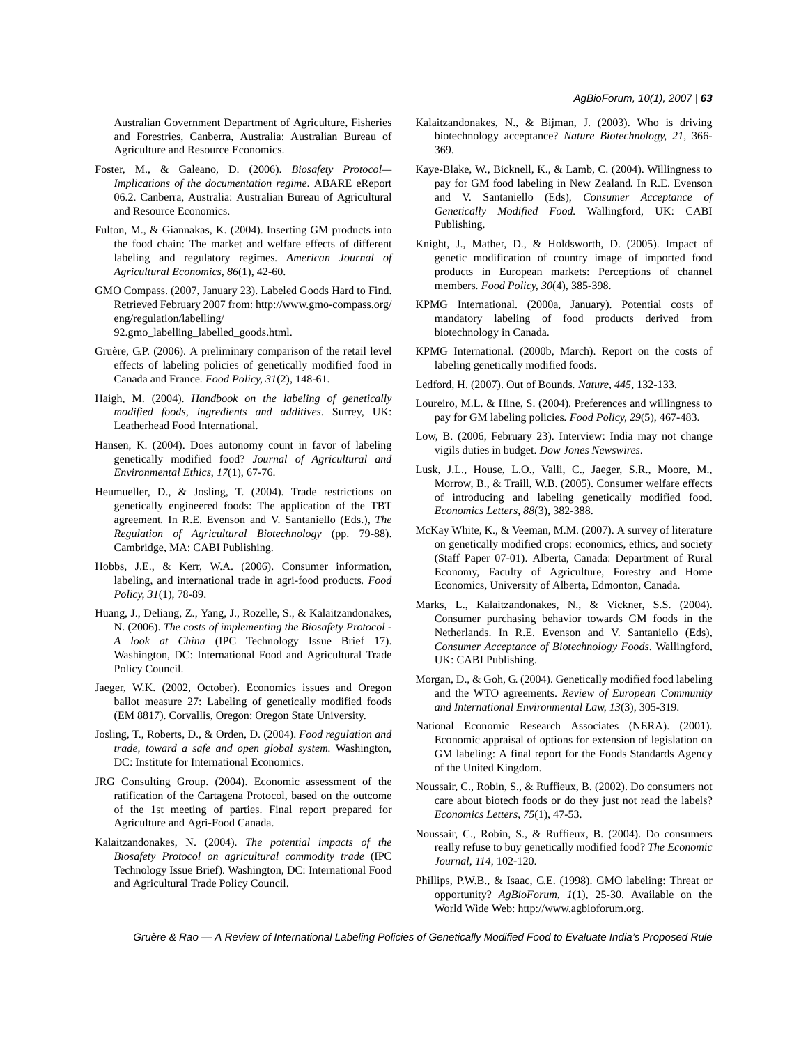Australian Government Department of Agriculture, Fisheries and Forestries, Canberra, Australia: Australian Bureau of Agriculture and Resource Economics.

Foster, M., & Galeano, D. (2006). *Biosafety Protocol—Implications of the documentation regime*. ABARE eReport 06.2. Canberra, Australia: Australian Bureau of Agricultural and Resource Economics.

Fulton, M., & Giannakas, K. (2004). Inserting GM products into the food chain: The market and welfare effects of different labeling and regulatory regimes. *American Journal of Agricultural Economics, 86*(1), 42-60.

GMO Compass. (2007, January 23). Labeled Goods Hard to Find. Retrieved February 2007 from: http://www.gmo-compass.org/eng/regulation/labelling/92.gmo_labelling_labelled_goods.html.

Gruère, G.P. (2006). A preliminary comparison of the retail level effects of labeling policies of genetically modified food in Canada and France. *Food Policy, 31*(2), 148-61.

Haigh, M. (2004). *Handbook on the labeling of genetically modified foods, ingredients and additives*. Surrey, UK: Leatherhead Food International.

Hansen, K. (2004). Does autonomy count in favor of labeling genetically modified food? *Journal of Agricultural and Environmental Ethics, 17*(1), 67-76.

Heumueller, D., & Josling, T. (2004). Trade restrictions on genetically engineered foods: The application of the TBT agreement. In R.E. Evenson and V. Santaniello (Eds.), *The Regulation of Agricultural Biotechnology* (pp. 79-88). Cambridge, MA: CABI Publishing.

Hobbs, J.E., & Kerr, W.A. (2006). Consumer information, labeling, and international trade in agri-food products. *Food Policy, 31*(1), 78-89.

Huang, J., Deliang, Z., Yang, J., Rozelle, S., & Kalaitzandonakes, N. (2006). *The costs of implementing the Biosafety Protocol - A look at China* (IPC Technology Issue Brief 17). Washington, DC: International Food and Agricultural Trade Policy Council.

Jaeger, W.K. (2002, October). Economics issues and Oregon ballot measure 27: Labeling of genetically modified foods (EM 8817). Corvallis, Oregon: Oregon State University.

Josling, T., Roberts, D., & Orden, D. (2004). *Food regulation and trade, toward a safe and open global system.* Washington, DC: Institute for International Economics.

JRG Consulting Group. (2004). Economic assessment of the ratification of the Cartagena Protocol, based on the outcome of the 1st meeting of parties. Final report prepared for Agriculture and Agri-Food Canada.

Kalaitzandonakes, N. (2004). *The potential impacts of the Biosafety Protocol on agricultural commodity trade* (IPC Technology Issue Brief). Washington, DC: International Food and Agricultural Trade Policy Council.

Kalaitzandonakes, N., & Bijman, J. (2003). Who is driving biotechnology acceptance? *Nature Biotechnology, 21*, 366-369.

Kaye-Blake, W., Bicknell, K., & Lamb, C. (2004). Willingness to pay for GM food labeling in New Zealand. In R.E. Evenson and V. Santaniello (Eds), *Consumer Acceptance of Genetically Modified Food.* Wallingford, UK: CABI Publishing.

Knight, J., Mather, D., & Holdsworth, D. (2005). Impact of genetic modification of country image of imported food products in European markets: Perceptions of channel members. *Food Policy, 30*(4), 385-398.

KPMG International. (2000a, January). Potential costs of mandatory labeling of food products derived from biotechnology in Canada.

KPMG International. (2000b, March). Report on the costs of labeling genetically modified foods.

Ledford, H. (2007). Out of Bounds. *Nature, 445*, 132-133.

Loureiro, M.L. & Hine, S. (2004). Preferences and willingness to pay for GM labeling policies. *Food Policy, 29*(5), 467-483.

Low, B. (2006, February 23). Interview: India may not change vigils duties in budget. *Dow Jones Newswires*.

Lusk, J.L., House, L.O., Valli, C., Jaeger, S.R., Moore, M., Morrow, B., & Traill, W.B. (2005). Consumer welfare effects of introducing and labeling genetically modified food. *Economics Letters, 88*(3), 382-388.

McKay White, K., & Veeman, M.M. (2007). A survey of literature on genetically modified crops: economics, ethics, and society (Staff Paper 07-01). Alberta, Canada: Department of Rural Economy, Faculty of Agriculture, Forestry and Home Economics, University of Alberta, Edmonton, Canada.

Marks, L., Kalaitzandonakes, N., & Vickner, S.S. (2004). Consumer purchasing behavior towards GM foods in the Netherlands. In R.E. Evenson and V. Santaniello (Eds), *Consumer Acceptance of Biotechnology Foods*. Wallingford, UK: CABI Publishing.

Morgan, D., & Goh, G. (2004). Genetically modified food labeling and the WTO agreements. *Review of European Community and International Environmental Law, 13*(3), 305-319.

National Economic Research Associates (NERA). (2001). Economic appraisal of options for extension of legislation on GM labeling: A final report for the Foods Standards Agency of the United Kingdom.

Noussair, C., Robin, S., & Ruffieux, B. (2002). Do consumers not care about biotech foods or do they just not read the labels? *Economics Letters, 75*(1), 47-53.

Noussair, C., Robin, S., & Ruffieux, B. (2004). Do consumers really refuse to buy genetically modified food? *The Economic Journal, 114*, 102-120.

Phillips, P.W.B., & Isaac, G.E. (1998). GMO labeling: Threat or opportunity? *AgBioForum, 1*(1), 25-30. Available on the World Wide Web: http://www.agbioforum.org.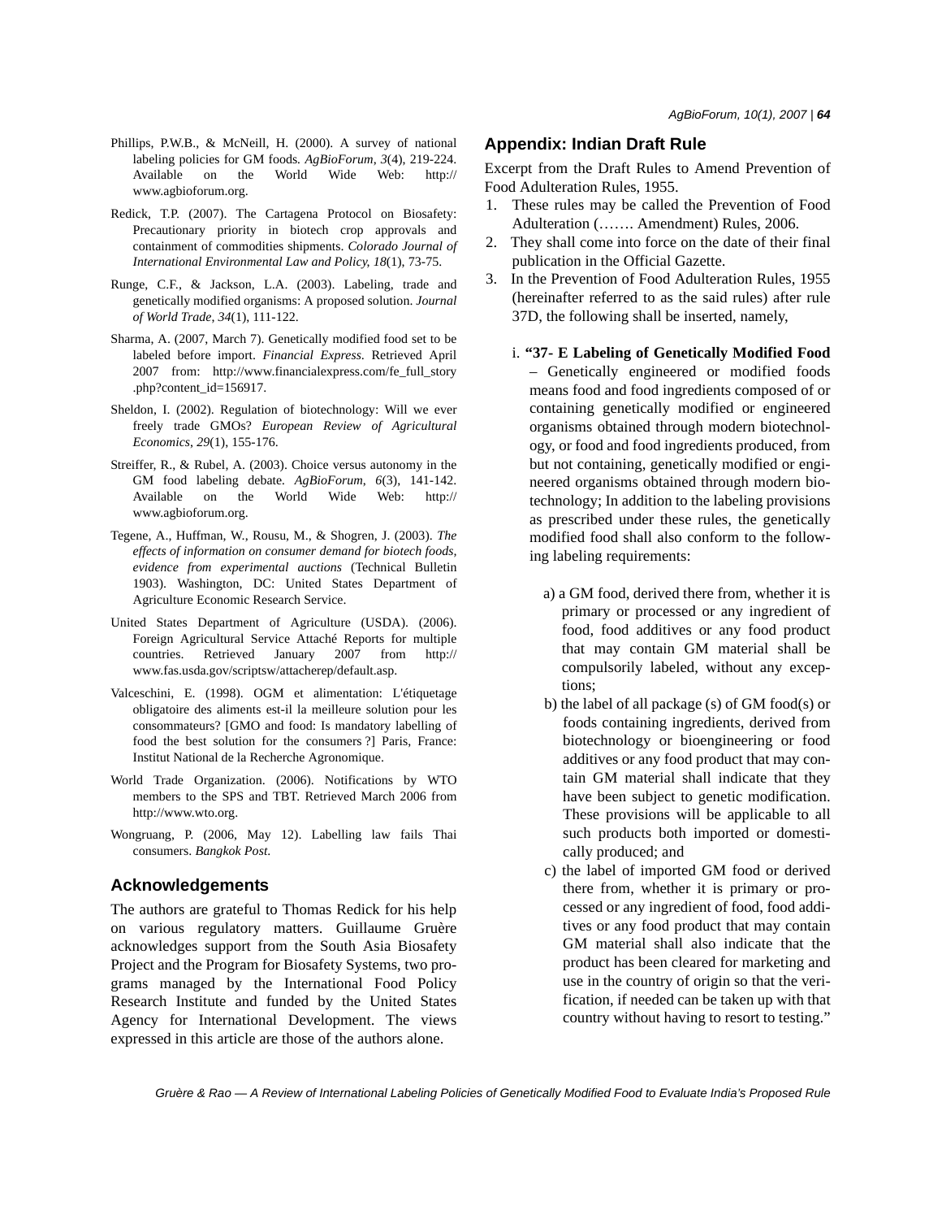Phillips, P.W.B., & McNeill, H. (2000). A survey of national labeling policies for GM foods. *AgBioForum, 3*(4), 219-224. Available on the World Wide Web: http://www.agbioforum.org.

Redick, T.P. (2007). The Cartagena Protocol on Biosafety: Precautionary priority in biotech crop approvals and containment of commodities shipments. *Colorado Journal of International Environmental Law and Policy, 18*(1), 73-75.

Runge, C.F., & Jackson, L.A. (2003). Labeling, trade and genetically modified organisms: A proposed solution. *Journal of World Trade, 34*(1), 111-122.

Sharma, A. (2007, March 7). Genetically modified food set to be labeled before import. *Financial Express*. Retrieved April 2007 from: http://www.financialexpress.com/fe_full_story.php?content_id=156917.

Sheldon, I. (2002). Regulation of biotechnology: Will we ever freely trade GMOs? *European Review of Agricultural Economics, 29*(1), 155-176.

Streiffer, R., & Rubel, A. (2003). Choice versus autonomy in the GM food labeling debate. *AgBioForum, 6*(3), 141-142. Available on the World Wide Web: http://www.agbioforum.org.

Tegene, A., Huffman, W., Rousu, M., & Shogren, J. (2003). *The effects of information on consumer demand for biotech foods, evidence from experimental auctions* (Technical Bulletin 1903). Washington, DC: United States Department of Agriculture Economic Research Service.

United States Department of Agriculture (USDA). (2006). Foreign Agricultural Service Attaché Reports for multiple countries. Retrieved January 2007 from http://www.fas.usda.gov/scriptsw/attacherep/default.asp.

Valceschini, E. (1998). OGM et alimentation: L'étiquetage obligatoire des aliments est-il la meilleure solution pour les consommateurs? [GMO and food: Is mandatory labelling of food the best solution for the consumers ?] Paris, France: Institut National de la Recherche Agronomique.

World Trade Organization. (2006). Notifications by WTO members to the SPS and TBT. Retrieved March 2006 from http://www.wto.org.

Wongruang, P. (2006, May 12). Labelling law fails Thai consumers. *Bangkok Post*.

## Acknowledgements

The authors are grateful to Thomas Redick for his help on various regulatory matters. Guillaume Gruère acknowledges support from the South Asia Biosafety Project and the Program for Biosafety Systems, two programs managed by the International Food Policy Research Institute and funded by the United States Agency for International Development. The views expressed in this article are those of the authors alone.

## Appendix: Indian Draft Rule

Excerpt from the Draft Rules to Amend Prevention of Food Adulteration Rules, 1955.

1. These rules may be called the Prevention of Food Adulteration (……. Amendment) Rules, 2006.
2. They shall come into force on the date of their final publication in the Official Gazette.
3. In the Prevention of Food Adulteration Rules, 1955 (hereinafter referred to as the said rules) after rule 37D, the following shall be inserted, namely,

   i. **"37- E Labeling of Genetically Modified Food** – Genetically engineered or modified foods means food and food ingredients composed of or containing genetically modified or engineered organisms obtained through modern biotechnology, or food and food ingredients produced, from but not containing, genetically modified or engineered organisms obtained through modern biotechnology; In addition to the labeling provisions as prescribed under these rules, the genetically modified food shall also conform to the following labeling requirements:

      a) a GM food, derived there from, whether it is primary or processed or any ingredient of food, food additives or any food product that may contain GM material shall be compulsorily labeled, without any exceptions;

      b) the label of all package (s) of GM food(s) or foods containing ingredients, derived from biotechnology or bioengineering or food additives or any food product that may contain GM material shall indicate that they have been subject to genetic modification. These provisions will be applicable to all such products both imported or domestically produced; and

      c) the label of imported GM food or derived there from, whether it is primary or processed or any ingredient of food, food additives or any food product that may contain GM material shall also indicate that the product has been cleared for marketing and use in the country of origin so that the verification, if needed can be taken up with that country without having to resort to testing."